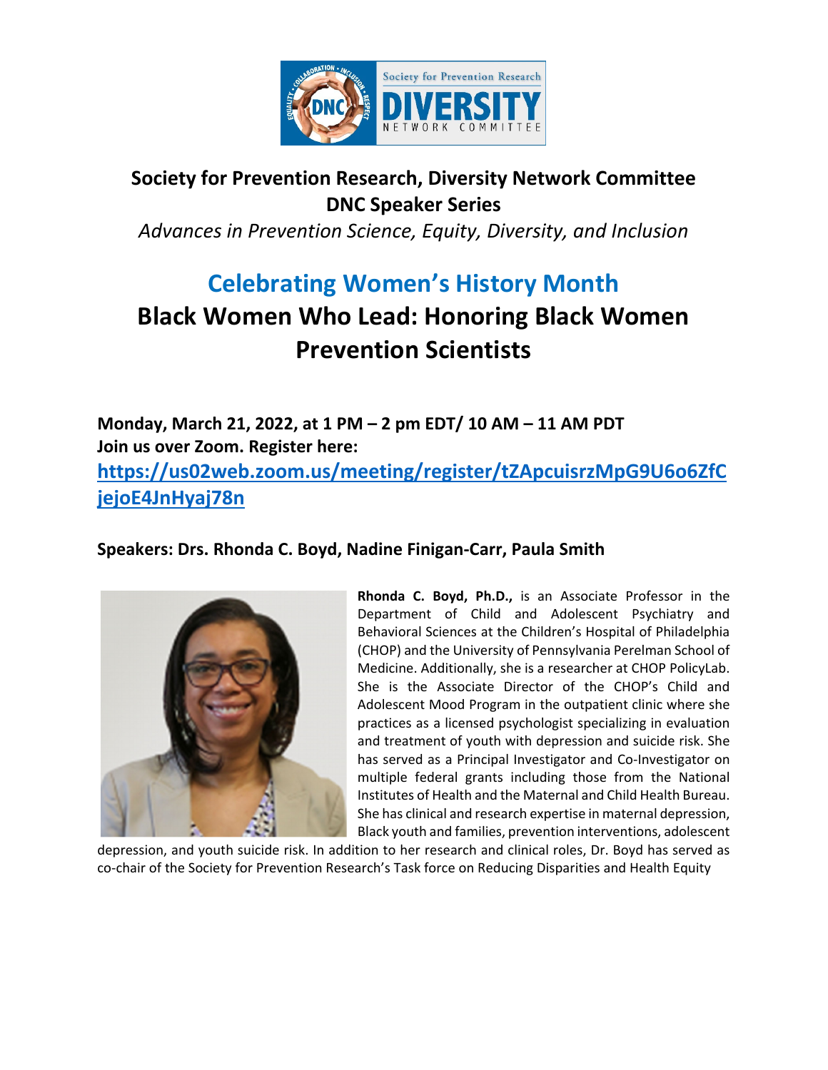**Society for Prevention Research, Diversity Network Committee**
**DNC Speaker Series**
*Advances in Prevention Science, Equity, Diversity, and Inclusion*

## Celebrating Women's History Month

## Black Women Who Lead: Honoring Black Women Prevention Scientists

**Monday, March 21, 2022, at 1 PM – 2 pm EDT/ 10 AM – 11 AM PDT**
**Join us over Zoom. Register here:**
**https://us02web.zoom.us/meeting/register/tZApcuisrzMpG9U6o6ZfCjejoE4JnHyaj78n**

**Speakers: Drs. Rhonda C. Boyd, Nadine Finigan-Carr, Paula Smith**

**Rhonda C. Boyd, Ph.D.,** is an Associate Professor in the Department of Child and Adolescent Psychiatry and Behavioral Sciences at the Children's Hospital of Philadelphia (CHOP) and the University of Pennsylvania Perelman School of Medicine. Additionally, she is a researcher at CHOP PolicyLab. She is the Associate Director of the CHOP's Child and Adolescent Mood Program in the outpatient clinic where she practices as a licensed psychologist specializing in evaluation and treatment of youth with depression and suicide risk. She has served as a Principal Investigator and Co-Investigator on multiple federal grants including those from the National Institutes of Health and the Maternal and Child Health Bureau. She has clinical and research expertise in maternal depression, Black youth and families, prevention interventions, adolescent depression, and youth suicide risk. In addition to her research and clinical roles, Dr. Boyd has served as co-chair of the Society for Prevention Research's Task force on Reducing Disparities and Health Equity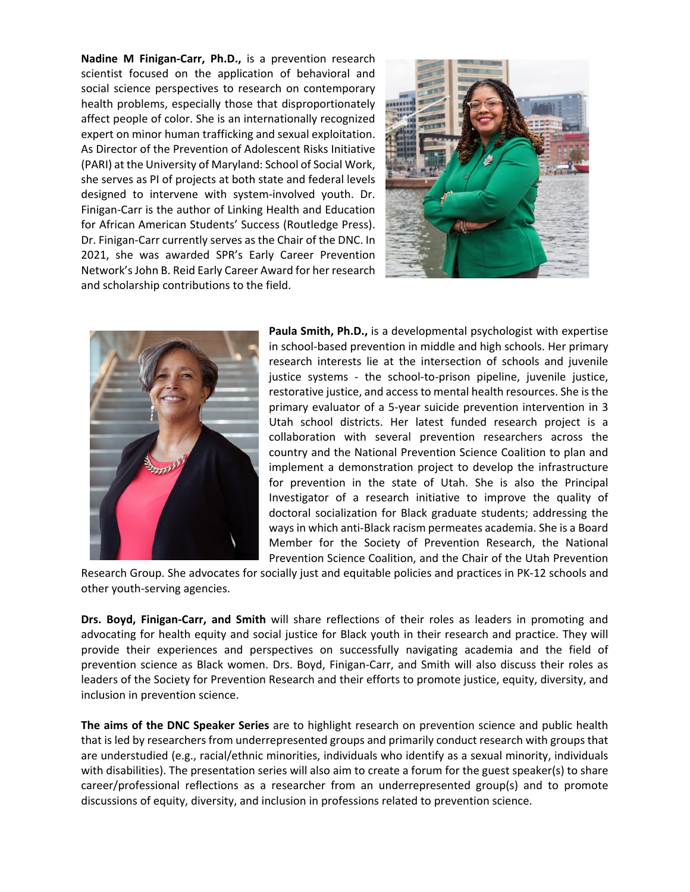**Nadine M Finigan-Carr, Ph.D.,** is a prevention research scientist focused on the application of behavioral and social science perspectives to research on contemporary health problems, especially those that disproportionately affect people of color. She is an internationally recognized expert on minor human trafficking and sexual exploitation. As Director of the Prevention of Adolescent Risks Initiative (PARI) at the University of Maryland: School of Social Work, she serves as PI of projects at both state and federal levels designed to intervene with system-involved youth. Dr. Finigan-Carr is the author of Linking Health and Education for African American Students' Success (Routledge Press). Dr. Finigan-Carr currently serves as the Chair of the DNC. In 2021, she was awarded SPR's Early Career Prevention Network's John B. Reid Early Career Award for her research and scholarship contributions to the field.

**Paula Smith, Ph.D.,** is a developmental psychologist with expertise in school-based prevention in middle and high schools. Her primary research interests lie at the intersection of schools and juvenile justice systems - the school-to-prison pipeline, juvenile justice, restorative justice, and access to mental health resources. She is the primary evaluator of a 5-year suicide prevention intervention in 3 Utah school districts. Her latest funded research project is a collaboration with several prevention researchers across the country and the National Prevention Science Coalition to plan and implement a demonstration project to develop the infrastructure for prevention in the state of Utah. She is also the Principal Investigator of a research initiative to improve the quality of doctoral socialization for Black graduate students; addressing the ways in which anti-Black racism permeates academia. She is a Board Member for the Society of Prevention Research, the National Prevention Science Coalition, and the Chair of the Utah Prevention Research Group. She advocates for socially just and equitable policies and practices in PK-12 schools and other youth-serving agencies.

**Drs. Boyd, Finigan-Carr, and Smith** will share reflections of their roles as leaders in promoting and advocating for health equity and social justice for Black youth in their research and practice. They will provide their experiences and perspectives on successfully navigating academia and the field of prevention science as Black women. Drs. Boyd, Finigan-Carr, and Smith will also discuss their roles as leaders of the Society for Prevention Research and their efforts to promote justice, equity, diversity, and inclusion in prevention science.

**The aims of the DNC Speaker Series** are to highlight research on prevention science and public health that is led by researchers from underrepresented groups and primarily conduct research with groups that are understudied (e.g., racial/ethnic minorities, individuals who identify as a sexual minority, individuals with disabilities). The presentation series will also aim to create a forum for the guest speaker(s) to share career/professional reflections as a researcher from an underrepresented group(s) and to promote discussions of equity, diversity, and inclusion in professions related to prevention science.